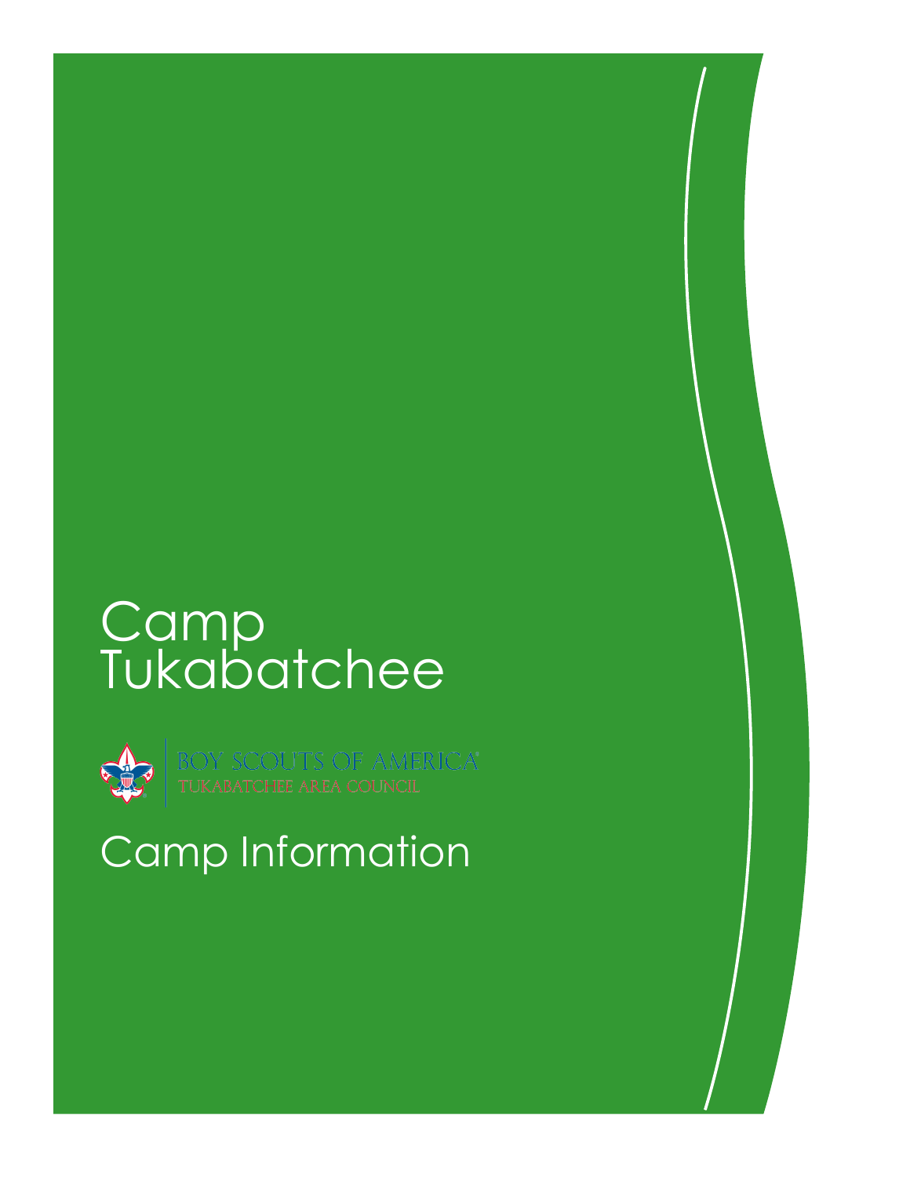# Camp Tukabatchee

BOY SCOUTS OF AMERICA®
TUKABATCHEE AREA COUNCIL

## Camp Information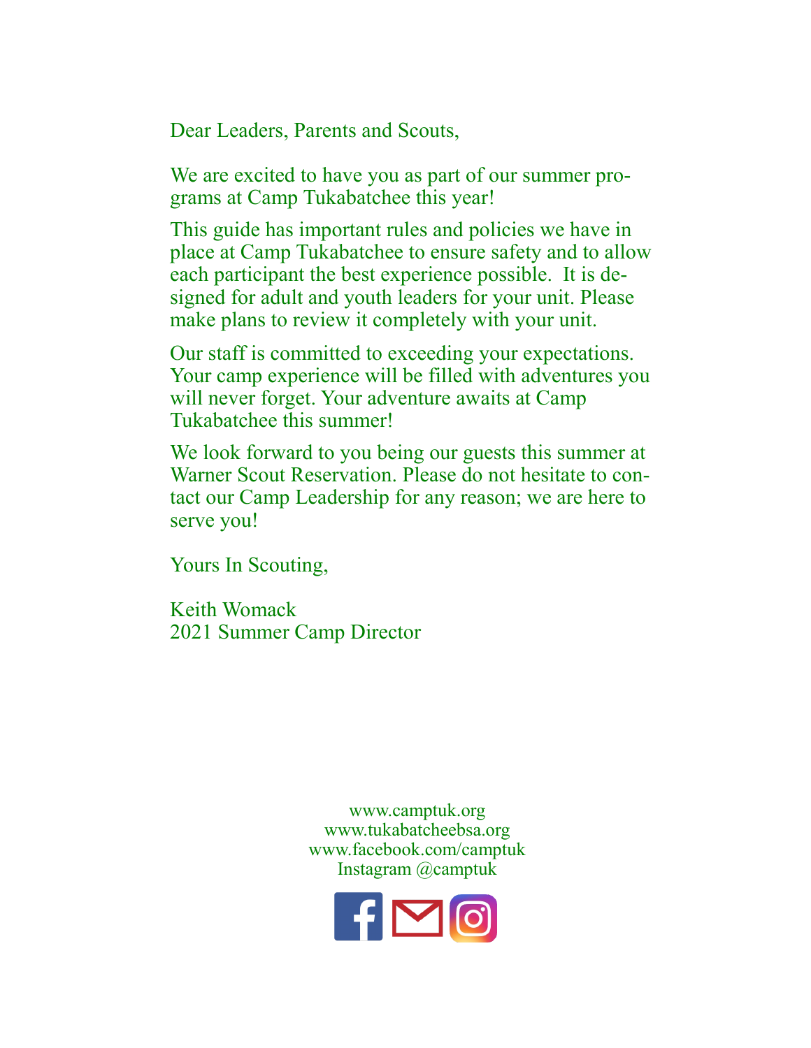Dear Leaders, Parents and Scouts,

We are excited to have you as part of our summer programs at Camp Tukabatchee this year!

This guide has important rules and policies we have in place at Camp Tukabatchee to ensure safety and to allow each participant the best experience possible. It is designed for adult and youth leaders for your unit. Please make plans to review it completely with your unit.

Our staff is committed to exceeding your expectations. Your camp experience will be filled with adventures you will never forget. Your adventure awaits at Camp Tukabatchee this summer!

We look forward to you being our guests this summer at Warner Scout Reservation. Please do not hesitate to contact our Camp Leadership for any reason; we are here to serve you!

Yours In Scouting,

Keith Womack
2021 Summer Camp Director

www.camptuk.org
www.tukabatcheebsa.org
www.facebook.com/camptuk
Instagram @camptuk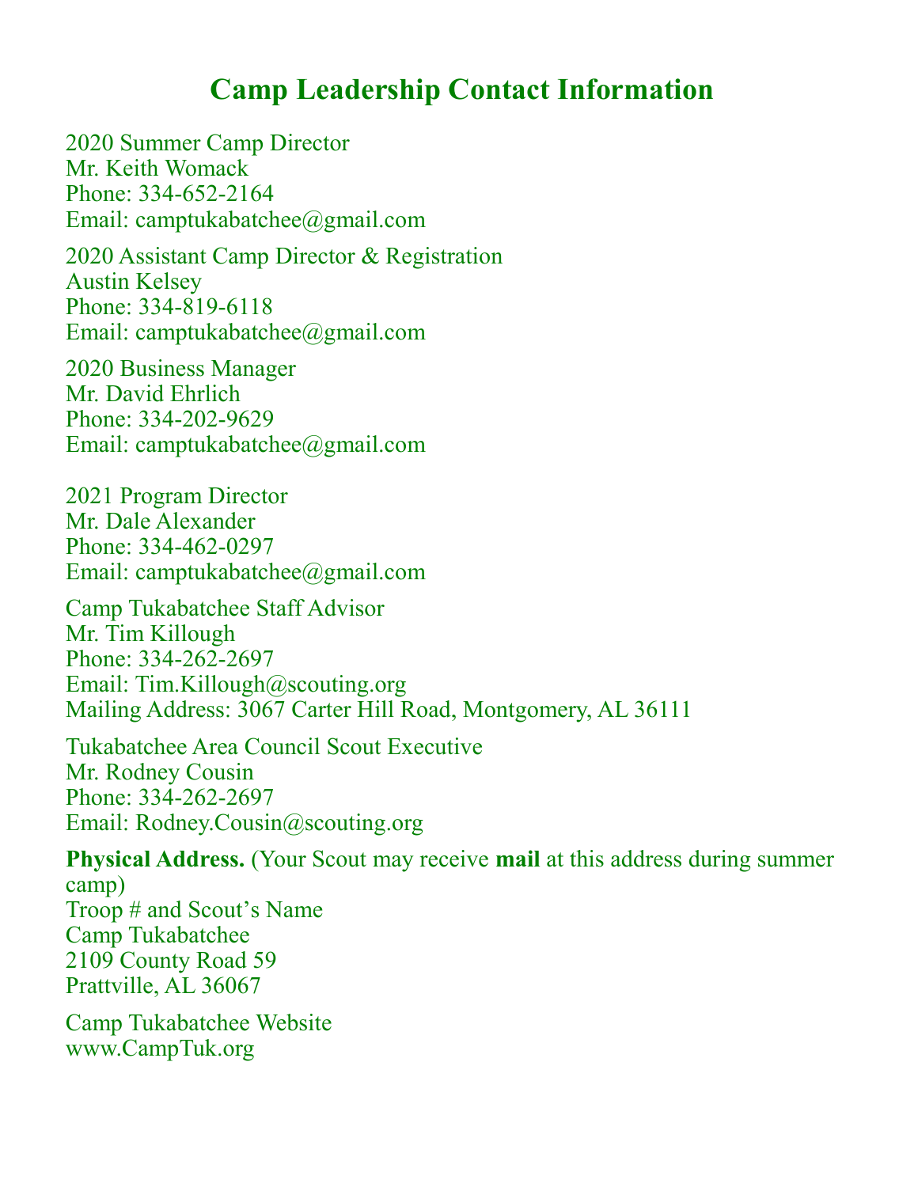# Camp Leadership Contact Information

2020 Summer Camp Director
Mr. Keith Womack
Phone: 334-652-2164
Email: camptukabatchee@gmail.com

2020 Assistant Camp Director & Registration
Austin Kelsey
Phone: 334-819-6118
Email: camptukabatchee@gmail.com

2020 Business Manager
Mr. David Ehrlich
Phone: 334-202-9629
Email: camptukabatchee@gmail.com

2021 Program Director
Mr. Dale Alexander
Phone: 334-462-0297
Email: camptukabatchee@gmail.com

Camp Tukabatchee Staff Advisor
Mr. Tim Killough
Phone: 334-262-2697
Email: Tim.Killough@scouting.org
Mailing Address: 3067 Carter Hill Road, Montgomery, AL 36111

Tukabatchee Area Council Scout Executive
Mr. Rodney Cousin
Phone: 334-262-2697
Email: Rodney.Cousin@scouting.org

**Physical Address.** (Your Scout may receive **mail** at this address during summer camp)
Troop # and Scout's Name
Camp Tukabatchee
2109 County Road 59
Prattville, AL 36067

Camp Tukabatchee Website
www.CampTuk.org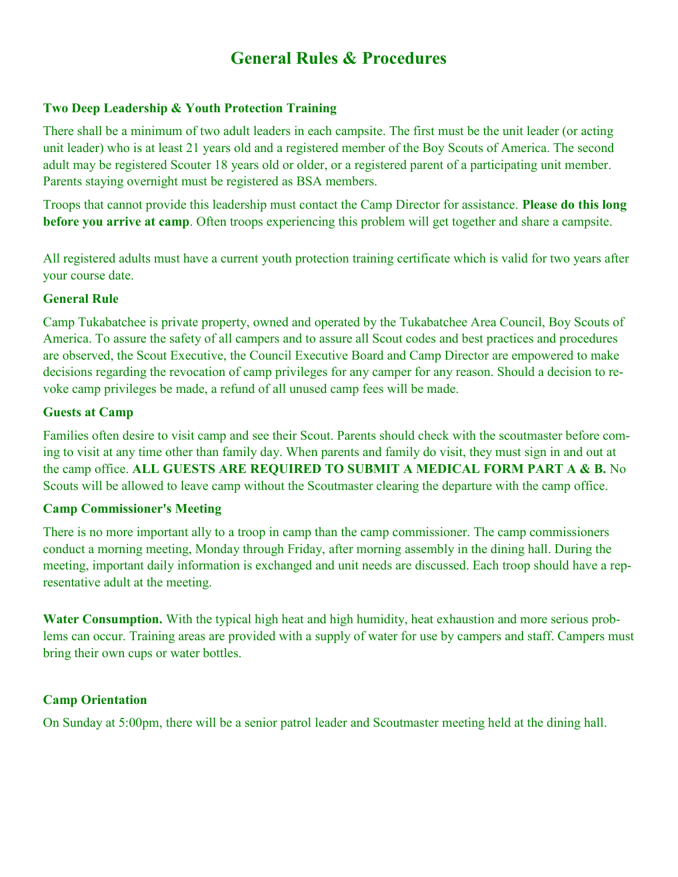# General Rules & Procedures

### Two Deep Leadership & Youth Protection Training

There shall be a minimum of two adult leaders in each campsite. The first must be the unit leader (or acting unit leader) who is at least 21 years old and a registered member of the Boy Scouts of America. The second adult may be registered Scouter 18 years old or older, or a registered parent of a participating unit member. Parents staying overnight must be registered as BSA members.

Troops that cannot provide this leadership must contact the Camp Director for assistance. **Please do this long before you arrive at camp**. Often troops experiencing this problem will get together and share a campsite.

All registered adults must have a current youth protection training certificate which is valid for two years after your course date.

### General Rule

Camp Tukabatchee is private property, owned and operated by the Tukabatchee Area Council, Boy Scouts of America. To assure the safety of all campers and to assure all Scout codes and best practices and procedures are observed, the Scout Executive, the Council Executive Board and Camp Director are empowered to make decisions regarding the revocation of camp privileges for any camper for any reason. Should a decision to revoke camp privileges be made, a refund of all unused camp fees will be made.

### Guests at Camp

Families often desire to visit camp and see their Scout. Parents should check with the scoutmaster before coming to visit at any time other than family day. When parents and family do visit, they must sign in and out at the camp office. **ALL GUESTS ARE REQUIRED TO SUBMIT A MEDICAL FORM PART A & B.** No Scouts will be allowed to leave camp without the Scoutmaster clearing the departure with the camp office.

### Camp Commissioner's Meeting

There is no more important ally to a troop in camp than the camp commissioner. The camp commissioners conduct a morning meeting, Monday through Friday, after morning assembly in the dining hall. During the meeting, important daily information is exchanged and unit needs are discussed. Each troop should have a representative adult at the meeting.

**Water Consumption.** With the typical high heat and high humidity, heat exhaustion and more serious problems can occur. Training areas are provided with a supply of water for use by campers and staff. Campers must bring their own cups or water bottles.

### Camp Orientation

On Sunday at 5:00pm, there will be a senior patrol leader and Scoutmaster meeting held at the dining hall.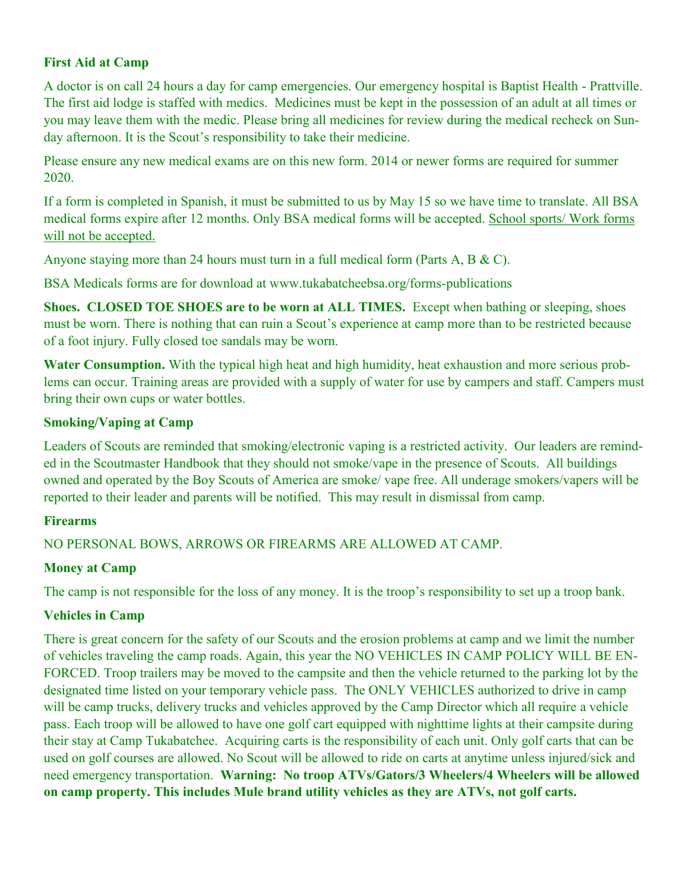### First Aid at Camp

A doctor is on call 24 hours a day for camp emergencies. Our emergency hospital is Baptist Health - Prattville. The first aid lodge is staffed with medics. Medicines must be kept in the possession of an adult at all times or you may leave them with the medic. Please bring all medicines for review during the medical recheck on Sunday afternoon. It is the Scout's responsibility to take their medicine.

Please ensure any new medical exams are on this new form. 2014 or newer forms are required for summer 2020.

If a form is completed in Spanish, it must be submitted to us by May 15 so we have time to translate. All BSA medical forms expire after 12 months. Only BSA medical forms will be accepted. School sports/ Work forms will not be accepted.

Anyone staying more than 24 hours must turn in a full medical form (Parts A, B & C).

BSA Medicals forms are for download at www.tukabatcheebsa.org/forms-publications

**Shoes. CLOSED TOE SHOES are to be worn at ALL TIMES.** Except when bathing or sleeping, shoes must be worn. There is nothing that can ruin a Scout's experience at camp more than to be restricted because of a foot injury. Fully closed toe sandals may be worn.

**Water Consumption.** With the typical high heat and high humidity, heat exhaustion and more serious problems can occur. Training areas are provided with a supply of water for use by campers and staff. Campers must bring their own cups or water bottles.

### Smoking/Vaping at Camp

Leaders of Scouts are reminded that smoking/electronic vaping is a restricted activity. Our leaders are reminded in the Scoutmaster Handbook that they should not smoke/vape in the presence of Scouts. All buildings owned and operated by the Boy Scouts of America are smoke/ vape free. All underage smokers/vapers will be reported to their leader and parents will be notified. This may result in dismissal from camp.

### Firearms

NO PERSONAL BOWS, ARROWS OR FIREARMS ARE ALLOWED AT CAMP.

### Money at Camp

The camp is not responsible for the loss of any money. It is the troop's responsibility to set up a troop bank.

### Vehicles in Camp

There is great concern for the safety of our Scouts and the erosion problems at camp and we limit the number of vehicles traveling the camp roads. Again, this year the NO VEHICLES IN CAMP POLICY WILL BE ENFORCED. Troop trailers may be moved to the campsite and then the vehicle returned to the parking lot by the designated time listed on your temporary vehicle pass. The ONLY VEHICLES authorized to drive in camp will be camp trucks, delivery trucks and vehicles approved by the Camp Director which all require a vehicle pass. Each troop will be allowed to have one golf cart equipped with nighttime lights at their campsite during their stay at Camp Tukabatchee. Acquiring carts is the responsibility of each unit. Only golf carts that can be used on golf courses are allowed. No Scout will be allowed to ride on carts at anytime unless injured/sick and need emergency transportation. **Warning: No troop ATVs/Gators/3 Wheelers/4 Wheelers will be allowed on camp property. This includes Mule brand utility vehicles as they are ATVs, not golf carts.**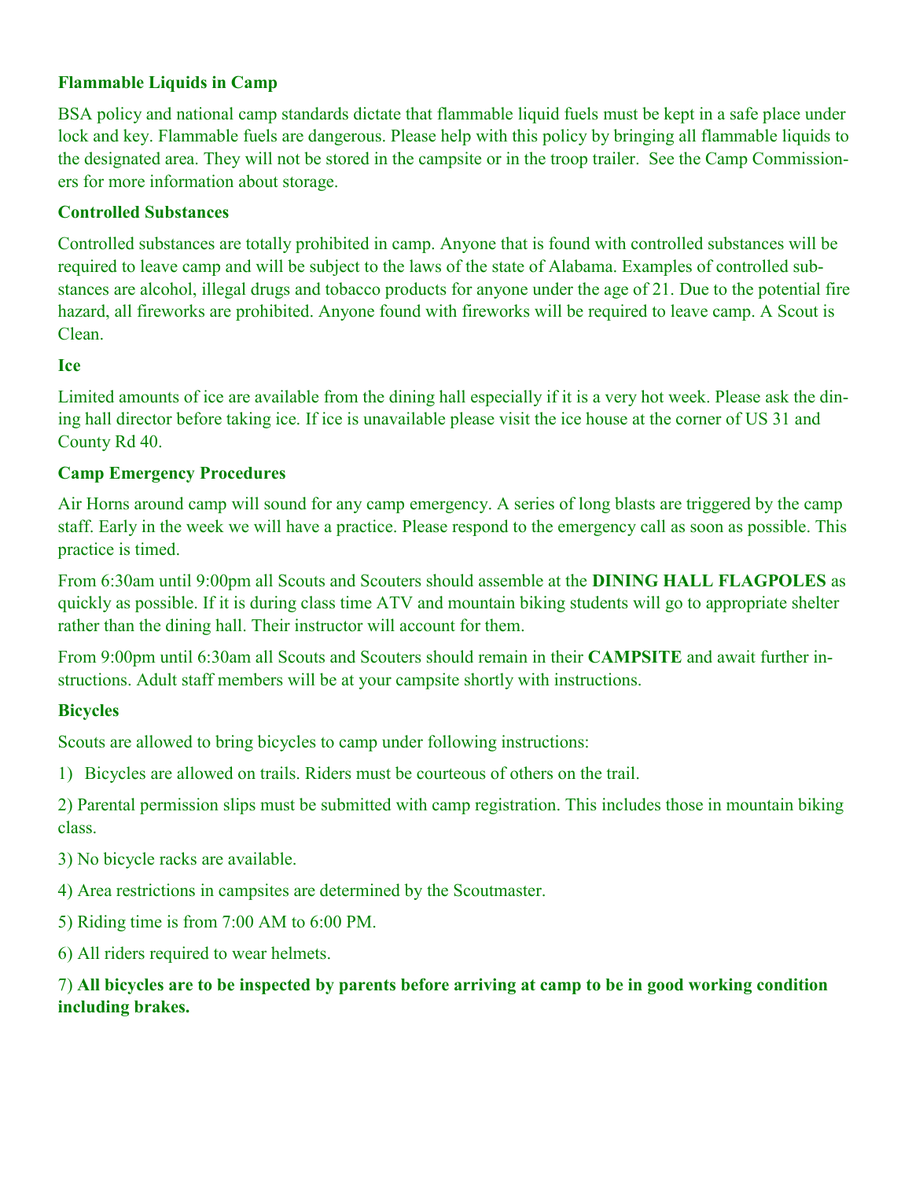**Flammable Liquids in Camp**

BSA policy and national camp standards dictate that flammable liquid fuels must be kept in a safe place under lock and key. Flammable fuels are dangerous. Please help with this policy by bringing all flammable liquids to the designated area. They will not be stored in the campsite or in the troop trailer. See the Camp Commissioners for more information about storage.

**Controlled Substances**

Controlled substances are totally prohibited in camp. Anyone that is found with controlled substances will be required to leave camp and will be subject to the laws of the state of Alabama. Examples of controlled substances are alcohol, illegal drugs and tobacco products for anyone under the age of 21. Due to the potential fire hazard, all fireworks are prohibited. Anyone found with fireworks will be required to leave camp. A Scout is Clean.

**Ice**

Limited amounts of ice are available from the dining hall especially if it is a very hot week. Please ask the dining hall director before taking ice. If ice is unavailable please visit the ice house at the corner of US 31 and County Rd 40.

**Camp Emergency Procedures**

Air Horns around camp will sound for any camp emergency. A series of long blasts are triggered by the camp staff. Early in the week we will have a practice. Please respond to the emergency call as soon as possible. This practice is timed.

From 6:30am until 9:00pm all Scouts and Scouters should assemble at the **DINING HALL FLAGPOLES** as quickly as possible. If it is during class time ATV and mountain biking students will go to appropriate shelter rather than the dining hall. Their instructor will account for them.

From 9:00pm until 6:30am all Scouts and Scouters should remain in their **CAMPSITE** and await further instructions. Adult staff members will be at your campsite shortly with instructions.

**Bicycles**

Scouts are allowed to bring bicycles to camp under following instructions:

1) Bicycles are allowed on trails. Riders must be courteous of others on the trail.

2) Parental permission slips must be submitted with camp registration. This includes those in mountain biking class.

3) No bicycle racks are available.

4) Area restrictions in campsites are determined by the Scoutmaster.

5) Riding time is from 7:00 AM to 6:00 PM.

6) All riders required to wear helmets.

7) **All bicycles are to be inspected by parents before arriving at camp to be in good working condition including brakes.**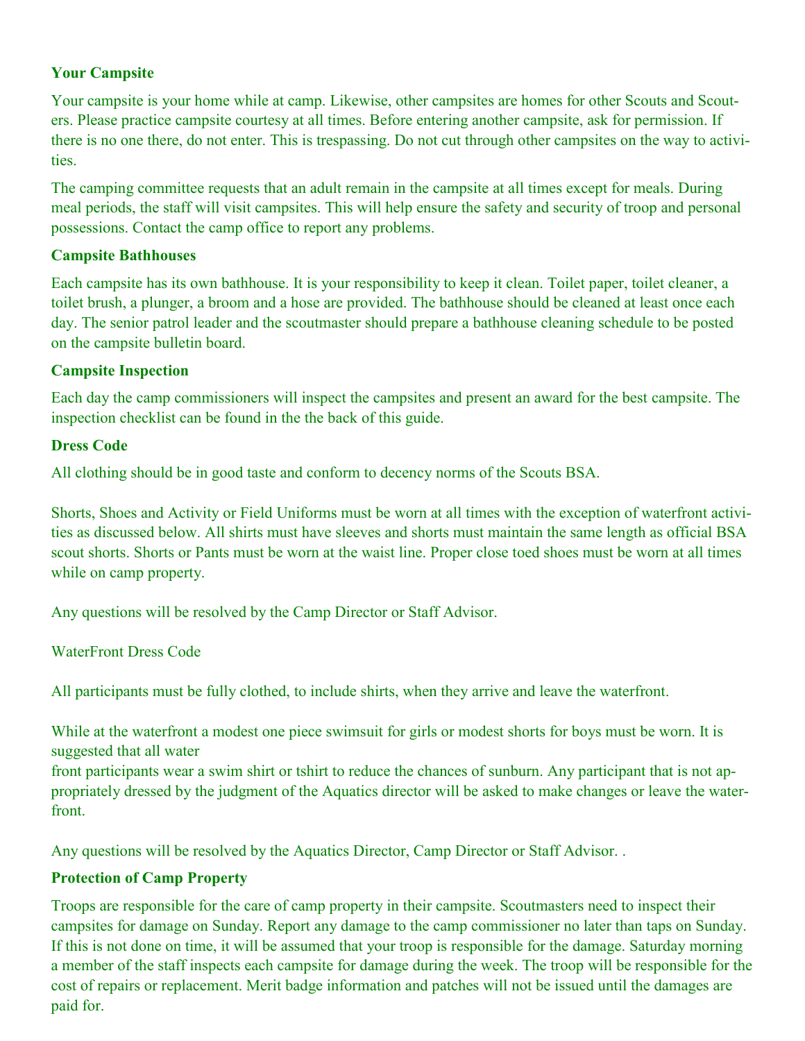### Your Campsite

Your campsite is your home while at camp. Likewise, other campsites are homes for other Scouts and Scouters. Please practice campsite courtesy at all times. Before entering another campsite, ask for permission. If there is no one there, do not enter. This is trespassing. Do not cut through other campsites on the way to activities.

The camping committee requests that an adult remain in the campsite at all times except for meals. During meal periods, the staff will visit campsites. This will help ensure the safety and security of troop and personal possessions. Contact the camp office to report any problems.

### Campsite Bathhouses

Each campsite has its own bathhouse. It is your responsibility to keep it clean. Toilet paper, toilet cleaner, a toilet brush, a plunger, a broom and a hose are provided. The bathhouse should be cleaned at least once each day. The senior patrol leader and the scoutmaster should prepare a bathhouse cleaning schedule to be posted on the campsite bulletin board.

### Campsite Inspection

Each day the camp commissioners will inspect the campsites and present an award for the best campsite. The inspection checklist can be found in the the back of this guide.

### Dress Code

All clothing should be in good taste and conform to decency norms of the Scouts BSA.

Shorts, Shoes and Activity or Field Uniforms must be worn at all times with the exception of waterfront activities as discussed below. All shirts must have sleeves and shorts must maintain the same length as official BSA scout shorts. Shorts or Pants must be worn at the waist line. Proper close toed shoes must be worn at all times while on camp property.

Any questions will be resolved by the Camp Director or Staff Advisor.

WaterFront Dress Code

All participants must be fully clothed, to include shirts, when they arrive and leave the waterfront.

While at the waterfront a modest one piece swimsuit for girls or modest shorts for boys must be worn. It is suggested that all water front participants wear a swim shirt or tshirt to reduce the chances of sunburn. Any participant that is not appropriately dressed by the judgment of the Aquatics director will be asked to make changes or leave the waterfront.

Any questions will be resolved by the Aquatics Director, Camp Director or Staff Advisor. .

### Protection of Camp Property

Troops are responsible for the care of camp property in their campsite. Scoutmasters need to inspect their campsites for damage on Sunday. Report any damage to the camp commissioner no later than taps on Sunday. If this is not done on time, it will be assumed that your troop is responsible for the damage. Saturday morning a member of the staff inspects each campsite for damage during the week. The troop will be responsible for the cost of repairs or replacement. Merit badge information and patches will not be issued until the damages are paid for.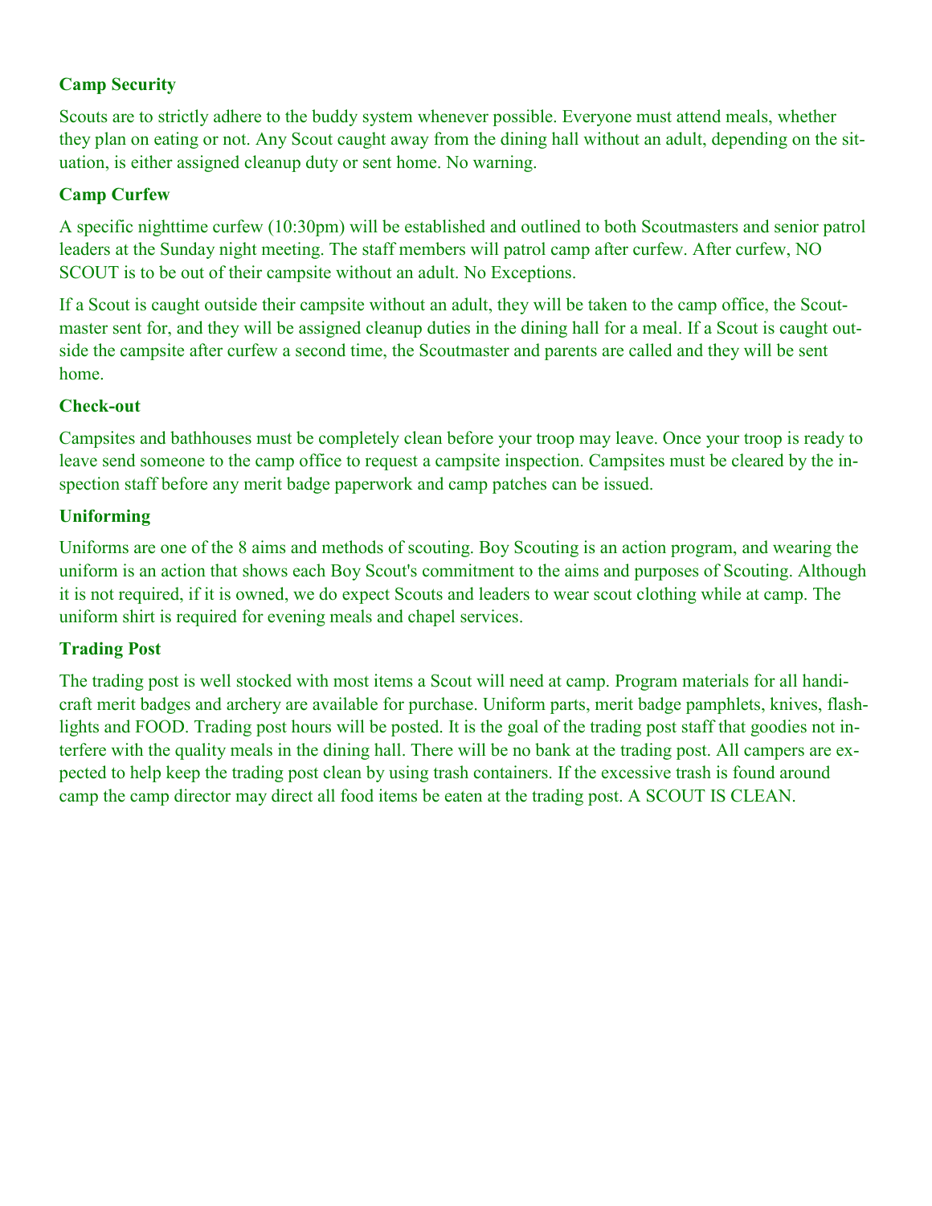### Camp Security

Scouts are to strictly adhere to the buddy system whenever possible. Everyone must attend meals, whether they plan on eating or not. Any Scout caught away from the dining hall without an adult, depending on the situation, is either assigned cleanup duty or sent home. No warning.

### Camp Curfew

A specific nighttime curfew (10:30pm) will be established and outlined to both Scoutmasters and senior patrol leaders at the Sunday night meeting. The staff members will patrol camp after curfew. After curfew, NO SCOUT is to be out of their campsite without an adult. No Exceptions.

If a Scout is caught outside their campsite without an adult, they will be taken to the camp office, the Scoutmaster sent for, and they will be assigned cleanup duties in the dining hall for a meal. If a Scout is caught outside the campsite after curfew a second time, the Scoutmaster and parents are called and they will be sent home.

### Check-out

Campsites and bathhouses must be completely clean before your troop may leave. Once your troop is ready to leave send someone to the camp office to request a campsite inspection. Campsites must be cleared by the inspection staff before any merit badge paperwork and camp patches can be issued.

### Uniforming

Uniforms are one of the 8 aims and methods of scouting. Boy Scouting is an action program, and wearing the uniform is an action that shows each Boy Scout's commitment to the aims and purposes of Scouting. Although it is not required, if it is owned, we do expect Scouts and leaders to wear scout clothing while at camp. The uniform shirt is required for evening meals and chapel services.

### Trading Post

The trading post is well stocked with most items a Scout will need at camp. Program materials for all handicraft merit badges and archery are available for purchase. Uniform parts, merit badge pamphlets, knives, flashlights and FOOD. Trading post hours will be posted. It is the goal of the trading post staff that goodies not interfere with the quality meals in the dining hall. There will be no bank at the trading post. All campers are expected to help keep the trading post clean by using trash containers. If the excessive trash is found around camp the camp director may direct all food items be eaten at the trading post. A SCOUT IS CLEAN.